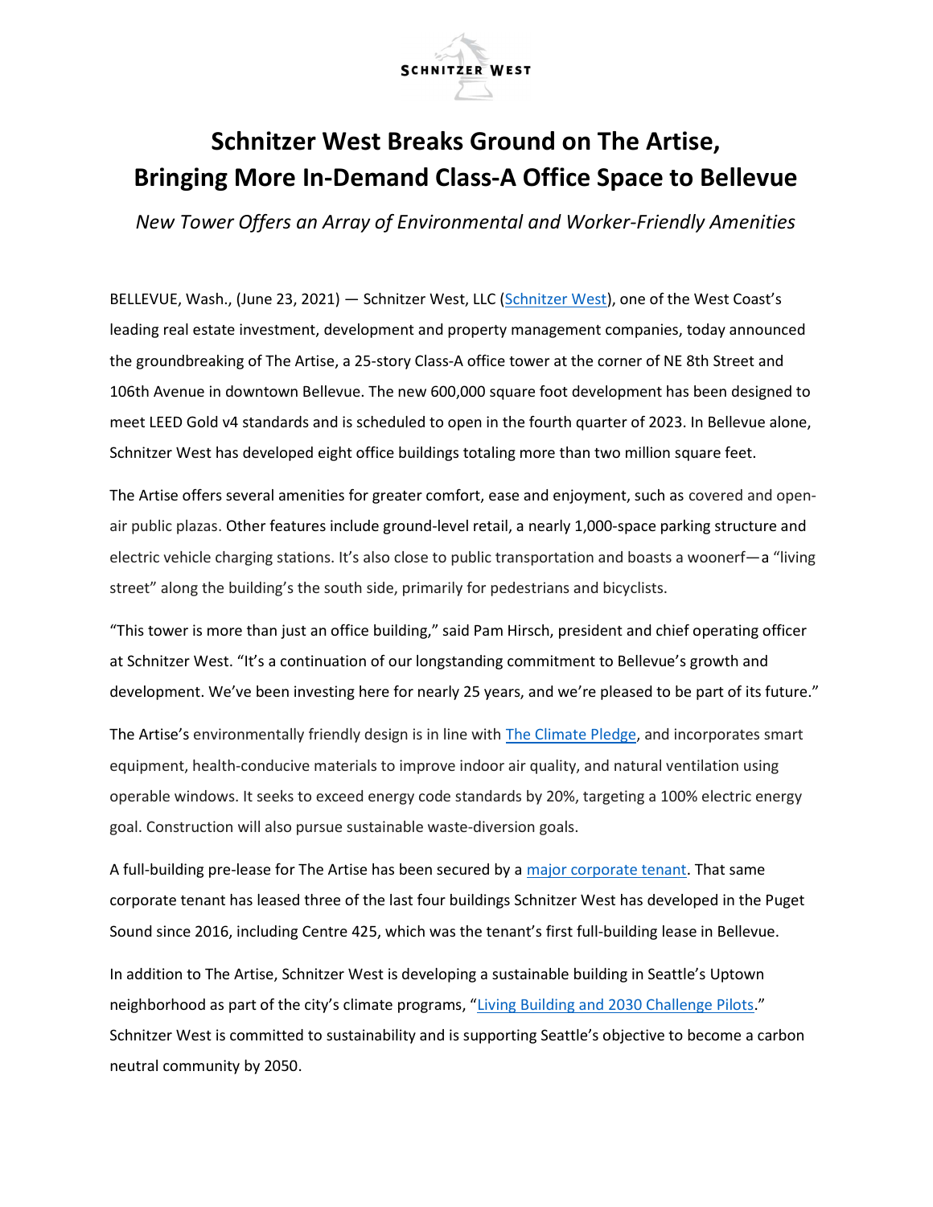SCHNITZER WEST

# Schnitzer West Breaks Ground on The Artise, Bringing More In-Demand Class-A Office Space to Bellevue

*New Tower Offers an Array of Environmental and Worker-Friendly Amenities*

BELLEVUE, Wash., (June 23, 2021) — Schnitzer West, LLC (Schnitzer West), one of the West Coast's leading real estate investment, development and property management companies, today announced the groundbreaking of The Artise, a 25-story Class-A office tower at the corner of NE 8th Street and 106th Avenue in downtown Bellevue. The new 600,000 square foot development has been designed to meet LEED Gold v4 standards and is scheduled to open in the fourth quarter of 2023. In Bellevue alone, Schnitzer West has developed eight office buildings totaling more than two million square feet.

The Artise offers several amenities for greater comfort, ease and enjoyment, such as covered and open-air public plazas. Other features include ground-level retail, a nearly 1,000-space parking structure and electric vehicle charging stations. It's also close to public transportation and boasts a woonerf—a "living street" along the building's the south side, primarily for pedestrians and bicyclists.

"This tower is more than just an office building," said Pam Hirsch, president and chief operating officer at Schnitzer West. "It's a continuation of our longstanding commitment to Bellevue's growth and development. We've been investing here for nearly 25 years, and we're pleased to be part of its future."

The Artise's environmentally friendly design is in line with The Climate Pledge, and incorporates smart equipment, health-conducive materials to improve indoor air quality, and natural ventilation using operable windows. It seeks to exceed energy code standards by 20%, targeting a 100% electric energy goal. Construction will also pursue sustainable waste-diversion goals.

A full-building pre-lease for The Artise has been secured by a major corporate tenant. That same corporate tenant has leased three of the last four buildings Schnitzer West has developed in the Puget Sound since 2016, including Centre 425, which was the tenant's first full-building lease in Bellevue.

In addition to The Artise, Schnitzer West is developing a sustainable building in Seattle's Uptown neighborhood as part of the city's climate programs, "Living Building and 2030 Challenge Pilots." Schnitzer West is committed to sustainability and is supporting Seattle's objective to become a carbon neutral community by 2050.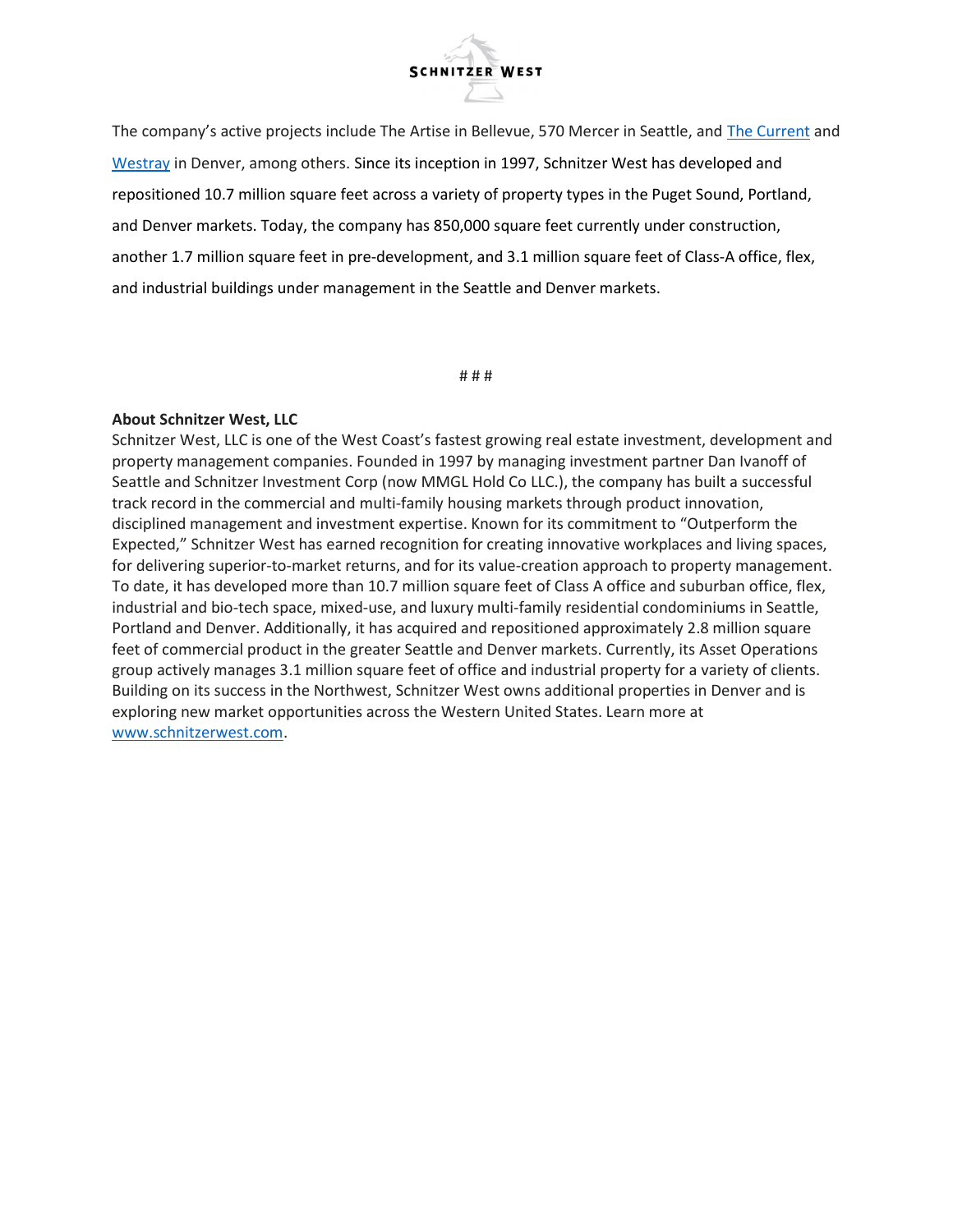The company's active projects include The Artise in Bellevue, 570 Mercer in Seattle, and [The Current](#) and [Westray](#) in Denver, among others. Since its inception in 1997, Schnitzer West has developed and repositioned 10.7 million square feet across a variety of property types in the Puget Sound, Portland, and Denver markets. Today, the company has 850,000 square feet currently under construction, another 1.7 million square feet in pre-development, and 3.1 million square feet of Class-A office, flex, and industrial buildings under management in the Seattle and Denver markets.

# # #

**About Schnitzer West, LLC**

Schnitzer West, LLC is one of the West Coast's fastest growing real estate investment, development and property management companies. Founded in 1997 by managing investment partner Dan Ivanoff of Seattle and Schnitzer Investment Corp (now MMGL Hold Co LLC.), the company has built a successful track record in the commercial and multi-family housing markets through product innovation, disciplined management and investment expertise. Known for its commitment to "Outperform the Expected," Schnitzer West has earned recognition for creating innovative workplaces and living spaces, for delivering superior-to-market returns, and for its value-creation approach to property management. To date, it has developed more than 10.7 million square feet of Class A office and suburban office, flex, industrial and bio-tech space, mixed-use, and luxury multi-family residential condominiums in Seattle, Portland and Denver. Additionally, it has acquired and repositioned approximately 2.8 million square feet of commercial product in the greater Seattle and Denver markets. Currently, its Asset Operations group actively manages 3.1 million square feet of office and industrial property for a variety of clients. Building on its success in the Northwest, Schnitzer West owns additional properties in Denver and is exploring new market opportunities across the Western United States. Learn more at www.schnitzerwest.com.